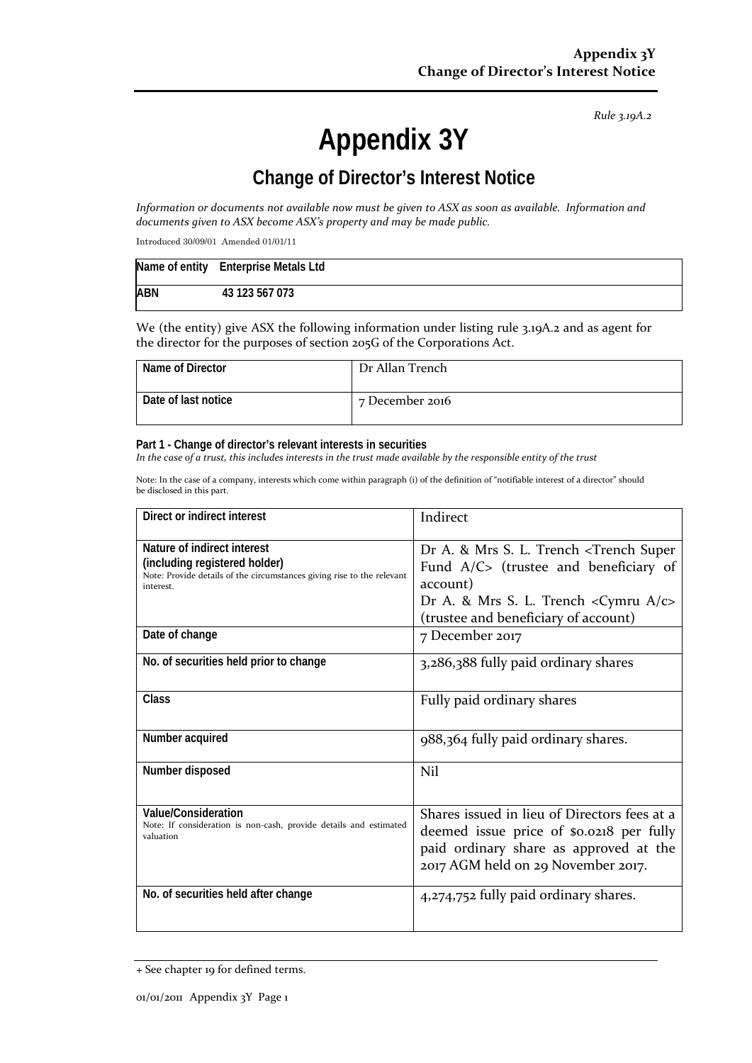*Rule 3.19A.2*

# Appendix 3Y

## Change of Director's Interest Notice

*Information or documents not available now must be given to ASX as soon as available. Information and documents given to ASX become ASX's property and may be made public.*

Introduced 30/09/01 Amended 01/01/11

| Name of entity | Enterprise Metals Ltd |
|---|---|
| ABN | 43 123 567 073 |

We (the entity) give ASX the following information under listing rule 3.19A.2 and as agent for the director for the purposes of section 205G of the Corporations Act.

| Name of Director | Dr Allan Trench |
|---|---|
| Date of last notice | 7 December 2016 |

**Part 1 - Change of director's relevant interests in securities**

*In the case of a trust, this includes interests in the trust made available by the responsible entity of the trust*

Note: In the case of a company, interests which come within paragraph (i) of the definition of "notifiable interest of a director" should be disclosed in this part.

| Direct or indirect interest | Indirect |
|---|---|
| **Nature of indirect interest (including registered holder)**<br>Note: Provide details of the circumstances giving rise to the relevant interest. | Dr A. & Mrs S. L. Trench <Trench Super Fund A/C> (trustee and beneficiary of account)<br>Dr A. & Mrs S. L. Trench <Cymru A/c> (trustee and beneficiary of account) |
| **Date of change** | 7 December 2017 |
| **No. of securities held prior to change** | 3,286,388 fully paid ordinary shares |
| **Class** | Fully paid ordinary shares |
| **Number acquired** | 988,364 fully paid ordinary shares. |
| **Number disposed** | Nil |
| **Value/Consideration**<br>Note: If consideration is non-cash, provide details and estimated valuation | Shares issued in lieu of Directors fees at a deemed issue price of $0.0218 per fully paid ordinary share as approved at the 2017 AGM held on 29 November 2017. |
| **No. of securities held after change** | 4,274,752 fully paid ordinary shares. |

+ See chapter 19 for defined terms.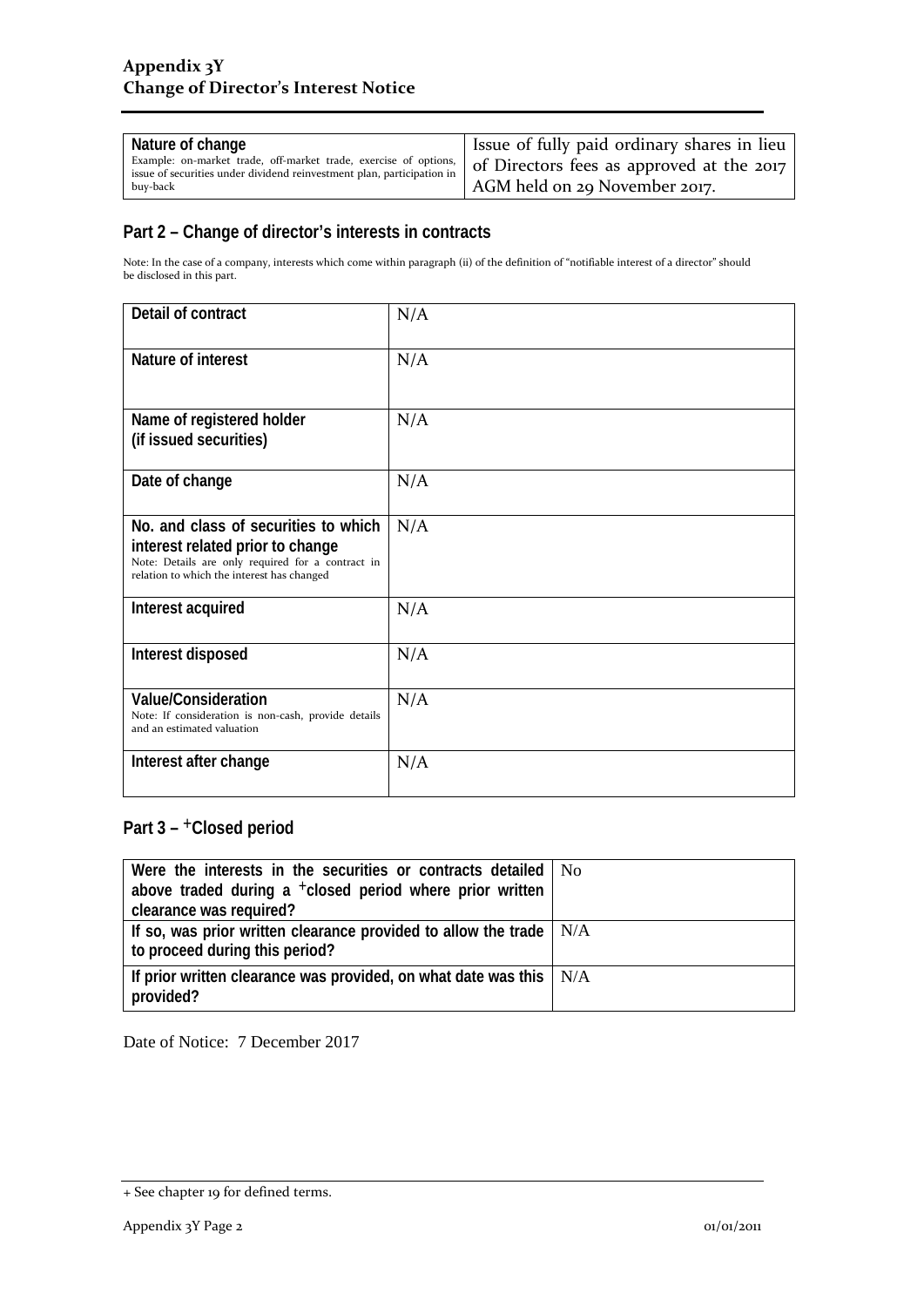| Nature of change<br>Example: on-market trade, off-market trade, exercise of options, issue of securities under dividend reinvestment plan, participation in buy-back | Issue of fully paid ordinary shares in lieu of Directors fees as approved at the 2017 AGM held on 29 November 2017. |
|---|---|

## Part 2 – Change of director's interests in contracts

Note: In the case of a company, interests which come within paragraph (ii) of the definition of "notifiable interest of a director" should be disclosed in this part.

| Detail of contract | N/A |
|---|---|
| Nature of interest | N/A |
| Name of registered holder<br>(if issued securities) | N/A |
| Date of change | N/A |
| No. and class of securities to which interest related prior to change<br>Note: Details are only required for a contract in relation to which the interest has changed | N/A |
| Interest acquired | N/A |
| Interest disposed | N/A |
| Value/Consideration<br>Note: If consideration is non-cash, provide details and an estimated valuation | N/A |
| Interest after change | N/A |

## Part 3 – +Closed period

| Were the interests in the securities or contracts detailed above traded during a +closed period where prior written clearance was required? | No |
|---|---|
| If so, was prior written clearance provided to allow the trade to proceed during this period? | N/A |
| If prior written clearance was provided, on what date was this provided? | N/A |

Date of Notice: 7 December 2017

+ See chapter 19 for defined terms.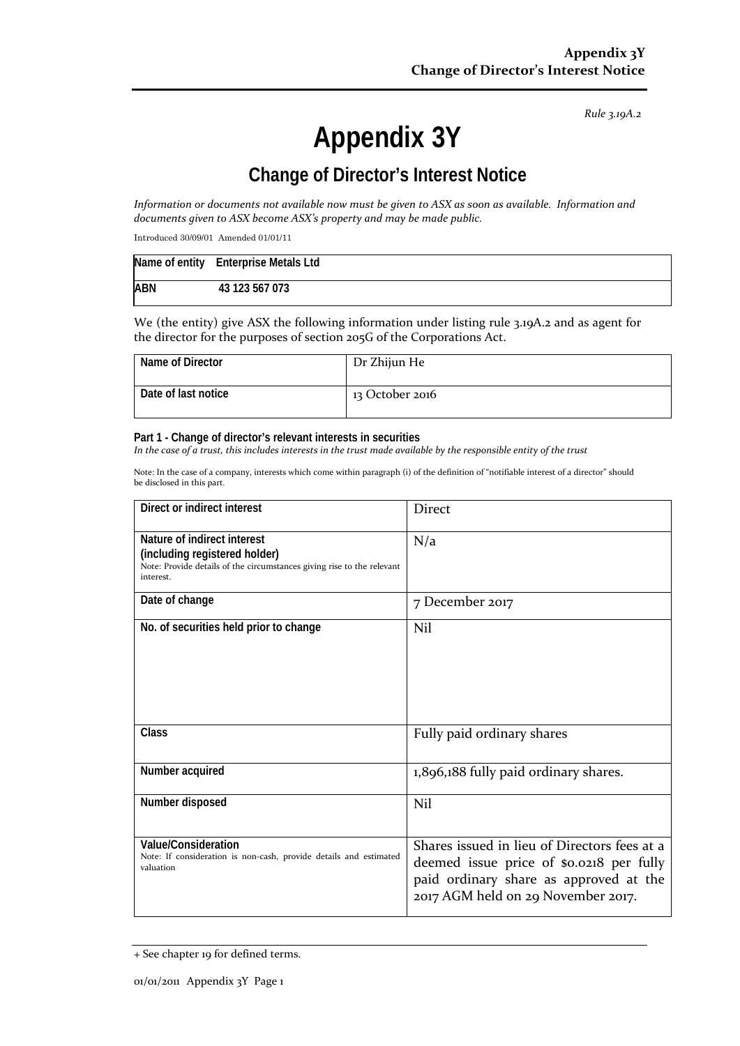Rule 3.19A.2

# Appendix 3Y

## Change of Director's Interest Notice

*Information or documents not available now must be given to ASX as soon as available. Information and documents given to ASX become ASX's property and may be made public.*

Introduced 30/09/01 Amended 01/01/11

| Name of entity | Enterprise Metals Ltd |
|---|---|
| ABN | 43 123 567 073 |

We (the entity) give ASX the following information under listing rule 3.19A.2 and as agent for the director for the purposes of section 205G of the Corporations Act.

| Name of Director | Dr Zhijun He |
|---|---|
| Date of last notice | 13 October 2016 |

**Part 1 - Change of director's relevant interests in securities**

*In the case of a trust, this includes interests in the trust made available by the responsible entity of the trust*

Note: In the case of a company, interests which come within paragraph (i) of the definition of "notifiable interest of a director" should be disclosed in this part.

| Direct or indirect interest | Direct |
|---|---|
| **Nature of indirect interest (including registered holder)**<br>Note: Provide details of the circumstances giving rise to the relevant interest. | N/a |
| **Date of change** | 7 December 2017 |
| **No. of securities held prior to change** | Nil |
| **Class** | Fully paid ordinary shares |
| **Number acquired** | 1,896,188 fully paid ordinary shares. |
| **Number disposed** | Nil |
| **Value/Consideration**<br>Note: If consideration is non-cash, provide details and estimated valuation | Shares issued in lieu of Directors fees at a deemed issue price of $0.0218 per fully paid ordinary share as approved at the 2017 AGM held on 29 November 2017. |

+ See chapter 19 for defined terms.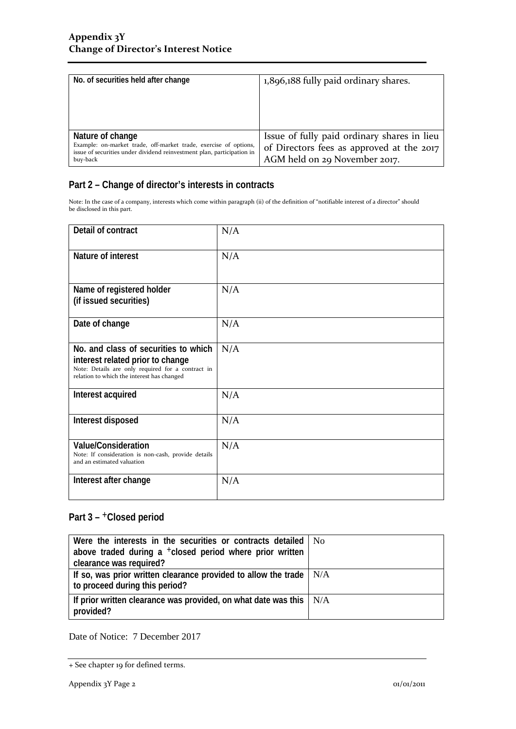| | |
|---|---|
| **No. of securities held after change** | 1,896,188 fully paid ordinary shares. |
| **Nature of change**<br>Example: on-market trade, off-market trade, exercise of options, issue of securities under dividend reinvestment plan, participation in buy-back | Issue of fully paid ordinary shares in lieu of Directors fees as approved at the 2017 AGM held on 29 November 2017. |

## Part 2 – Change of director's interests in contracts

Note: In the case of a company, interests which come within paragraph (ii) of the definition of "notifiable interest of a director" should be disclosed in this part.

| | |
|---|---|
| **Detail of contract** | N/A |
| **Nature of interest** | N/A |
| **Name of registered holder (if issued securities)** | N/A |
| **Date of change** | N/A |
| **No. and class of securities to which interest related prior to change**<br>Note: Details are only required for a contract in relation to which the interest has changed | N/A |
| **Interest acquired** | N/A |
| **Interest disposed** | N/A |
| **Value/Consideration**<br>Note: If consideration is non-cash, provide details and an estimated valuation | N/A |
| **Interest after change** | N/A |

## Part 3 – +Closed period

| | |
|---|---|
| **Were the interests in the securities or contracts detailed above traded during a +closed period where prior written clearance was required?** | No |
| **If so, was prior written clearance provided to allow the trade to proceed during this period?** | N/A |
| **If prior written clearance was provided, on what date was this provided?** | N/A |

Date of Notice: 7 December 2017

+ See chapter 19 for defined terms.